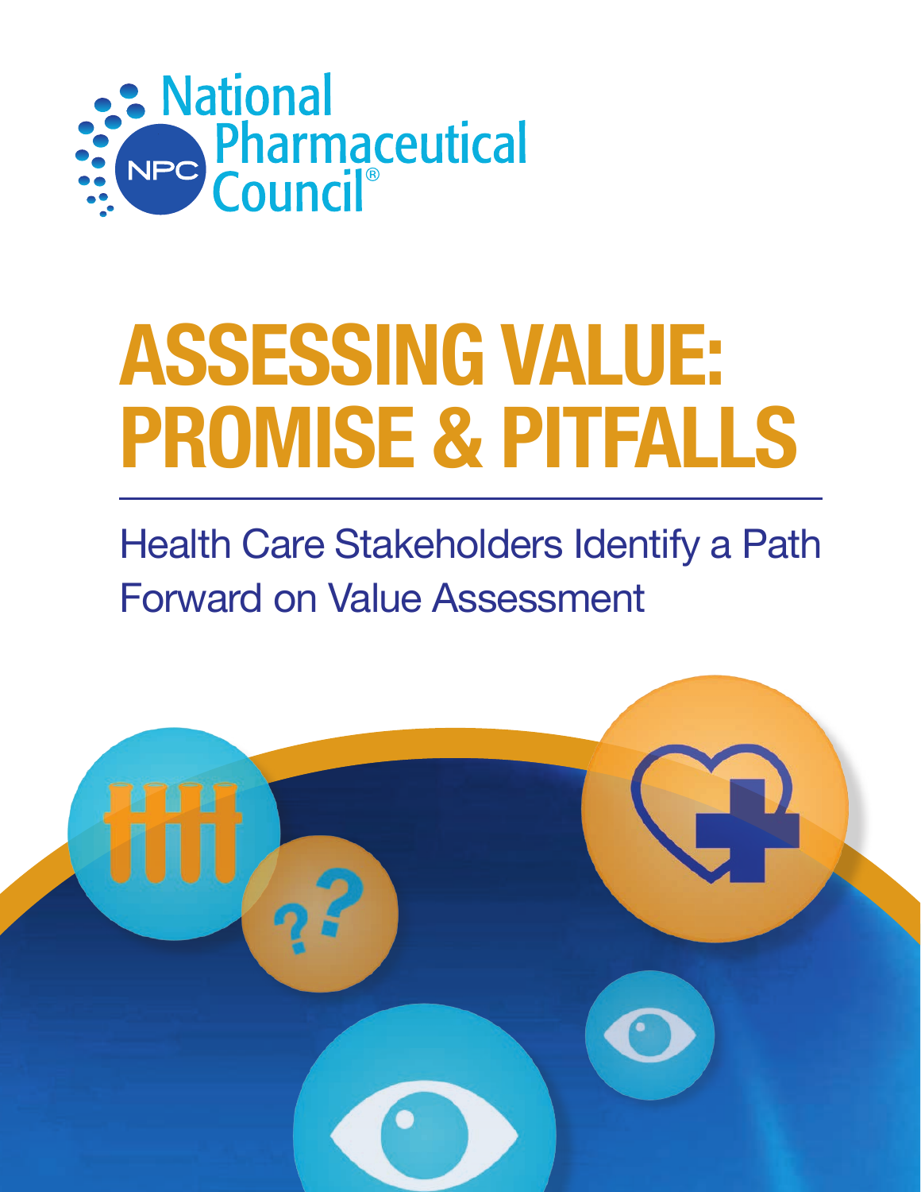National Pharmaceutical Council®

# ASSESSING VALUE: PROMISE & PITFALLS

## Health Care Stakeholders Identify a Path Forward on Value Assessment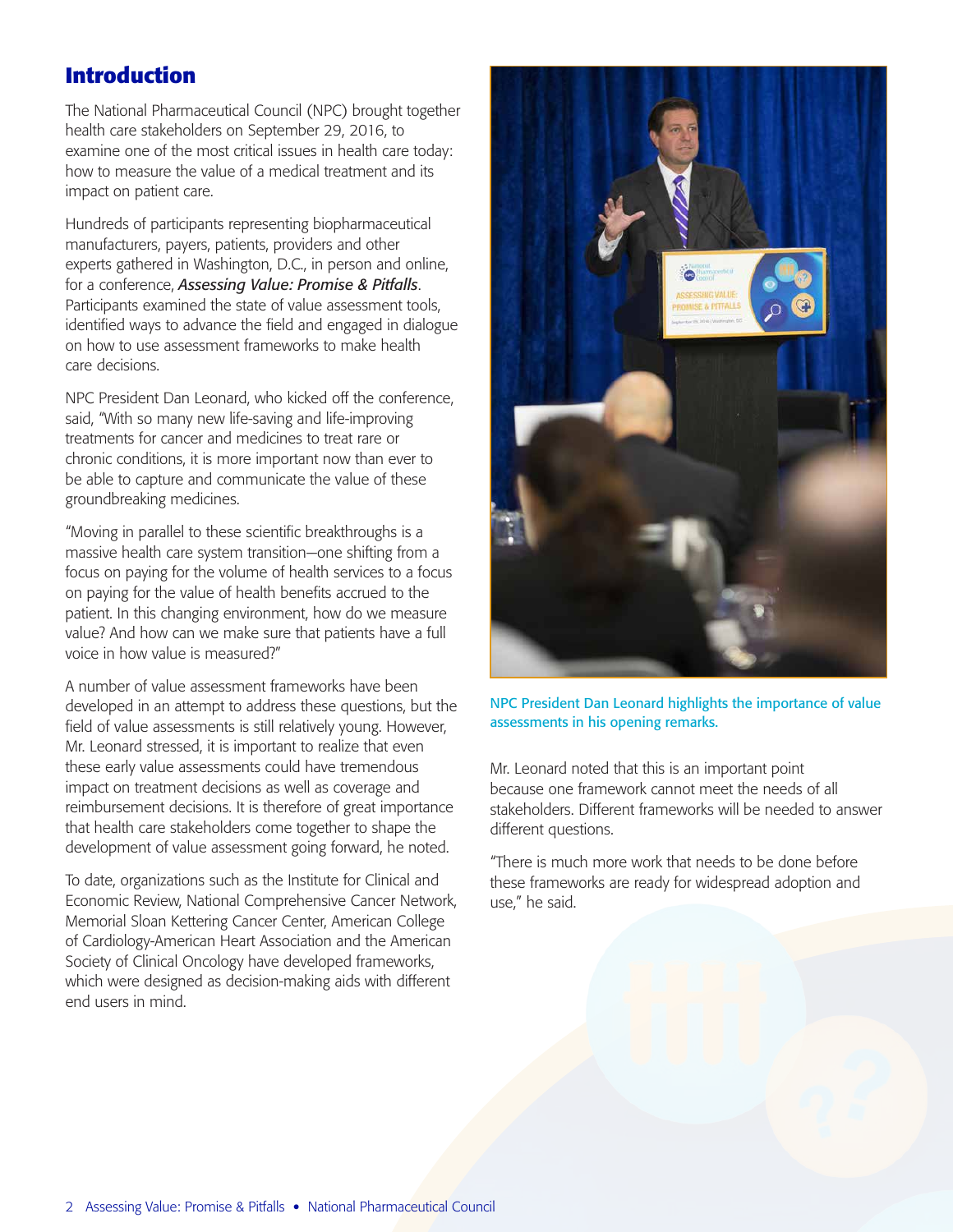## Introduction

The National Pharmaceutical Council (NPC) brought together health care stakeholders on September 29, 2016, to examine one of the most critical issues in health care today: how to measure the value of a medical treatment and its impact on patient care.

Hundreds of participants representing biopharmaceutical manufacturers, payers, patients, providers and other experts gathered in Washington, D.C., in person and online, for a conference, ***Assessing Value: Promise & Pitfalls***. Participants examined the state of value assessment tools, identified ways to advance the field and engaged in dialogue on how to use assessment frameworks to make health care decisions.

NPC President Dan Leonard, who kicked off the conference, said, "With so many new life-saving and life-improving treatments for cancer and medicines to treat rare or chronic conditions, it is more important now than ever to be able to capture and communicate the value of these groundbreaking medicines.

"Moving in parallel to these scientific breakthroughs is a massive health care system transition—one shifting from a focus on paying for the volume of health services to a focus on paying for the value of health benefits accrued to the patient. In this changing environment, how do we measure value? And how can we make sure that patients have a full voice in how value is measured?"

A number of value assessment frameworks have been developed in an attempt to address these questions, but the field of value assessments is still relatively young. However, Mr. Leonard stressed, it is important to realize that even these early value assessments could have tremendous impact on treatment decisions as well as coverage and reimbursement decisions. It is therefore of great importance that health care stakeholders come together to shape the development of value assessment going forward, he noted.

To date, organizations such as the Institute for Clinical and Economic Review, National Comprehensive Cancer Network, Memorial Sloan Kettering Cancer Center, American College of Cardiology-American Heart Association and the American Society of Clinical Oncology have developed frameworks, which were designed as decision-making aids with different end users in mind.

NPC President Dan Leonard highlights the importance of value assessments in his opening remarks.

Mr. Leonard noted that this is an important point because one framework cannot meet the needs of all stakeholders. Different frameworks will be needed to answer different questions.

"There is much more work that needs to be done before these frameworks are ready for widespread adoption and use," he said.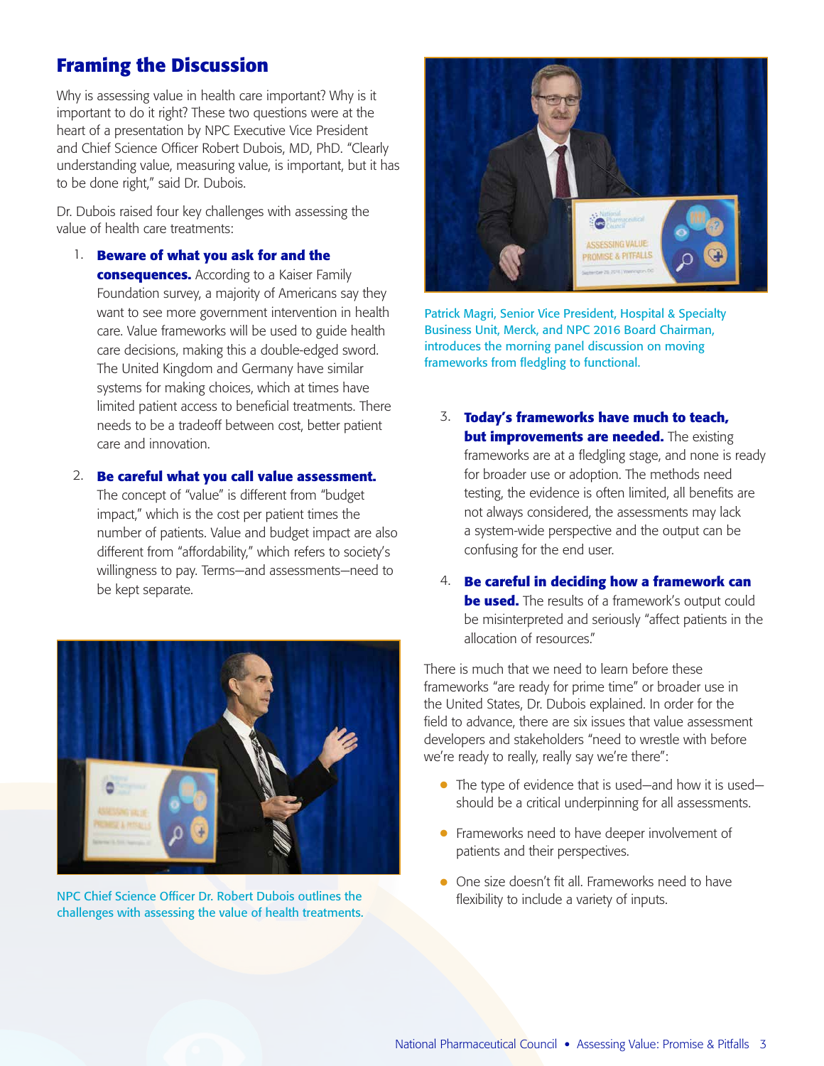## Framing the Discussion

Why is assessing value in health care important? Why is it important to do it right? These two questions were at the heart of a presentation by NPC Executive Vice President and Chief Science Officer Robert Dubois, MD, PhD. "Clearly understanding value, measuring value, is important, but it has to be done right," said Dr. Dubois.

Dr. Dubois raised four key challenges with assessing the value of health care treatments:

1. **Beware of what you ask for and the consequences.** According to a Kaiser Family Foundation survey, a majority of Americans say they want to see more government intervention in health care. Value frameworks will be used to guide health care decisions, making this a double-edged sword. The United Kingdom and Germany have similar systems for making choices, which at times have limited patient access to beneficial treatments. There needs to be a tradeoff between cost, better patient care and innovation.

2. **Be careful what you call value assessment.** The concept of "value" is different from "budget impact," which is the cost per patient times the number of patients. Value and budget impact are also different from "affordability," which refers to society's willingness to pay. Terms—and assessments—need to be kept separate.

NPC Chief Science Officer Dr. Robert Dubois outlines the challenges with assessing the value of health treatments.

Patrick Magri, Senior Vice President, Hospital & Specialty Business Unit, Merck, and NPC 2016 Board Chairman, introduces the morning panel discussion on moving frameworks from fledgling to functional.

3. **Today's frameworks have much to teach, but improvements are needed.** The existing frameworks are at a fledgling stage, and none is ready for broader use or adoption. The methods need testing, the evidence is often limited, all benefits are not always considered, the assessments may lack a system-wide perspective and the output can be confusing for the end user.

4. **Be careful in deciding how a framework can be used.** The results of a framework's output could be misinterpreted and seriously "affect patients in the allocation of resources."

There is much that we need to learn before these frameworks "are ready for prime time" or broader use in the United States, Dr. Dubois explained. In order for the field to advance, there are six issues that value assessment developers and stakeholders "need to wrestle with before we're ready to really, really say we're there":

- The type of evidence that is used—and how it is used—should be a critical underpinning for all assessments.
- Frameworks need to have deeper involvement of patients and their perspectives.
- One size doesn't fit all. Frameworks need to have flexibility to include a variety of inputs.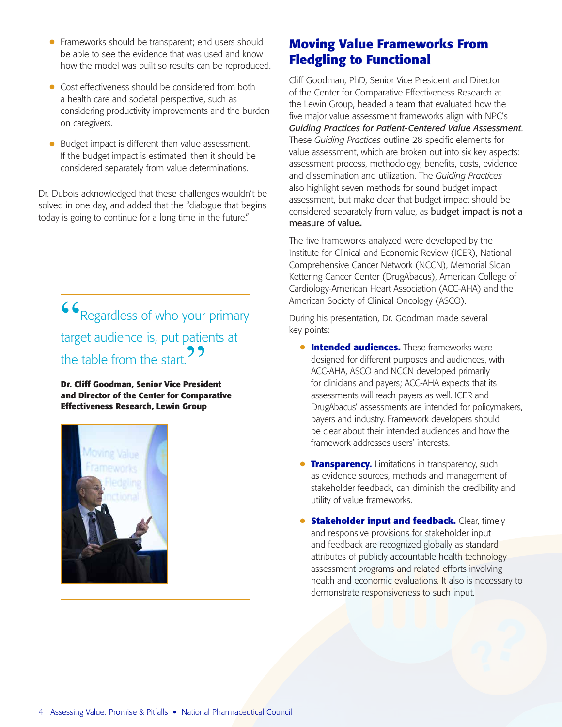- Frameworks should be transparent; end users should be able to see the evidence that was used and know how the model was built so results can be reproduced.
- Cost effectiveness should be considered from both a health care and societal perspective, such as considering productivity improvements and the burden on caregivers.
- Budget impact is different than value assessment. If the budget impact is estimated, then it should be considered separately from value determinations.

Dr. Dubois acknowledged that these challenges wouldn't be solved in one day, and added that the "dialogue that begins today is going to continue for a long time in the future."

> "Regardless of who your primary target audience is, put patients at the table from the start."
>
> **Dr. Cliff Goodman, Senior Vice President and Director of the Center for Comparative Effectiveness Research, Lewin Group**

## Moving Value Frameworks From Fledgling to Functional

Cliff Goodman, PhD, Senior Vice President and Director of the Center for Comparative Effectiveness Research at the Lewin Group, headed a team that evaluated how the five major value assessment frameworks align with NPC's *Guiding Practices for Patient-Centered Value Assessment*. These *Guiding Practices* outline 28 specific elements for value assessment, which are broken out into six key aspects: assessment process, methodology, benefits, costs, evidence and dissemination and utilization. The *Guiding Practices* also highlight seven methods for sound budget impact assessment, but make clear that budget impact should be considered separately from value, as **budget impact is not a measure of value.**

The five frameworks analyzed were developed by the Institute for Clinical and Economic Review (ICER), National Comprehensive Cancer Network (NCCN), Memorial Sloan Kettering Cancer Center (DrugAbacus), American College of Cardiology-American Heart Association (ACC-AHA) and the American Society of Clinical Oncology (ASCO).

During his presentation, Dr. Goodman made several key points:

- **Intended audiences.** These frameworks were designed for different purposes and audiences, with ACC-AHA, ASCO and NCCN developed primarily for clinicians and payers; ACC-AHA expects that its assessments will reach payers as well. ICER and DrugAbacus' assessments are intended for policymakers, payers and industry. Framework developers should be clear about their intended audiences and how the framework addresses users' interests.
- **Transparency.** Limitations in transparency, such as evidence sources, methods and management of stakeholder feedback, can diminish the credibility and utility of value frameworks.
- **Stakeholder input and feedback.** Clear, timely and responsive provisions for stakeholder input and feedback are recognized globally as standard attributes of publicly accountable health technology assessment programs and related efforts involving health and economic evaluations. It also is necessary to demonstrate responsiveness to such input.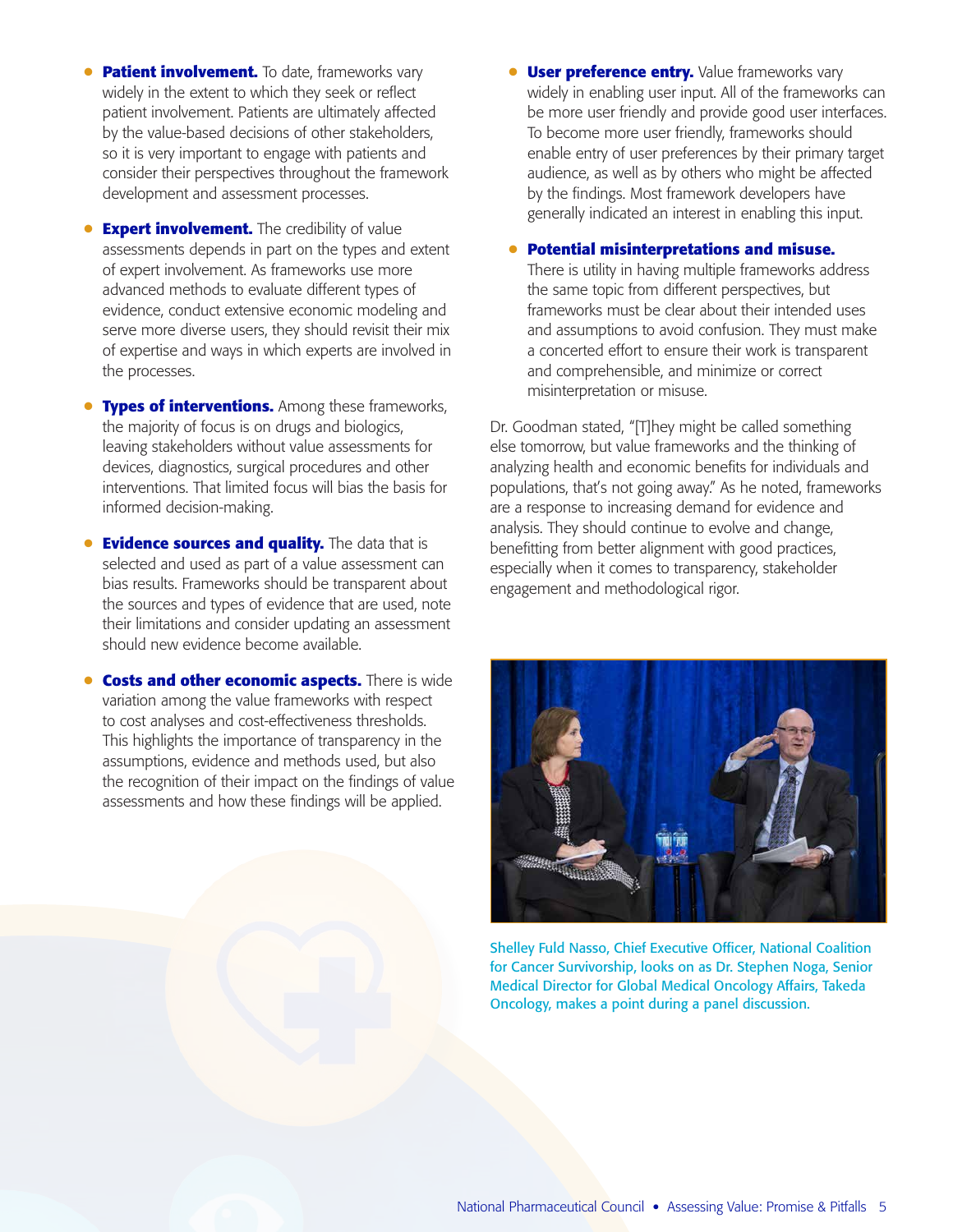- **Patient involvement.** To date, frameworks vary widely in the extent to which they seek or reflect patient involvement. Patients are ultimately affected by the value-based decisions of other stakeholders, so it is very important to engage with patients and consider their perspectives throughout the framework development and assessment processes.

- **Expert involvement.** The credibility of value assessments depends in part on the types and extent of expert involvement. As frameworks use more advanced methods to evaluate different types of evidence, conduct extensive economic modeling and serve more diverse users, they should revisit their mix of expertise and ways in which experts are involved in the processes.

- **Types of interventions.** Among these frameworks, the majority of focus is on drugs and biologics, leaving stakeholders without value assessments for devices, diagnostics, surgical procedures and other interventions. That limited focus will bias the basis for informed decision-making.

- **Evidence sources and quality.** The data that is selected and used as part of a value assessment can bias results. Frameworks should be transparent about the sources and types of evidence that are used, note their limitations and consider updating an assessment should new evidence become available.

- **Costs and other economic aspects.** There is wide variation among the value frameworks with respect to cost analyses and cost-effectiveness thresholds. This highlights the importance of transparency in the assumptions, evidence and methods used, but also the recognition of their impact on the findings of value assessments and how these findings will be applied.

- **User preference entry.** Value frameworks vary widely in enabling user input. All of the frameworks can be more user friendly and provide good user interfaces. To become more user friendly, frameworks should enable entry of user preferences by their primary target audience, as well as by others who might be affected by the findings. Most framework developers have generally indicated an interest in enabling this input.

- **Potential misinterpretations and misuse.** There is utility in having multiple frameworks address the same topic from different perspectives, but frameworks must be clear about their intended uses and assumptions to avoid confusion. They must make a concerted effort to ensure their work is transparent and comprehensible, and minimize or correct misinterpretation or misuse.

Dr. Goodman stated, "[T]hey might be called something else tomorrow, but value frameworks and the thinking of analyzing health and economic benefits for individuals and populations, that's not going away." As he noted, frameworks are a response to increasing demand for evidence and analysis. They should continue to evolve and change, benefitting from better alignment with good practices, especially when it comes to transparency, stakeholder engagement and methodological rigor.

Shelley Fuld Nasso, Chief Executive Officer, National Coalition for Cancer Survivorship, looks on as Dr. Stephen Noga, Senior Medical Director for Global Medical Oncology Affairs, Takeda Oncology, makes a point during a panel discussion.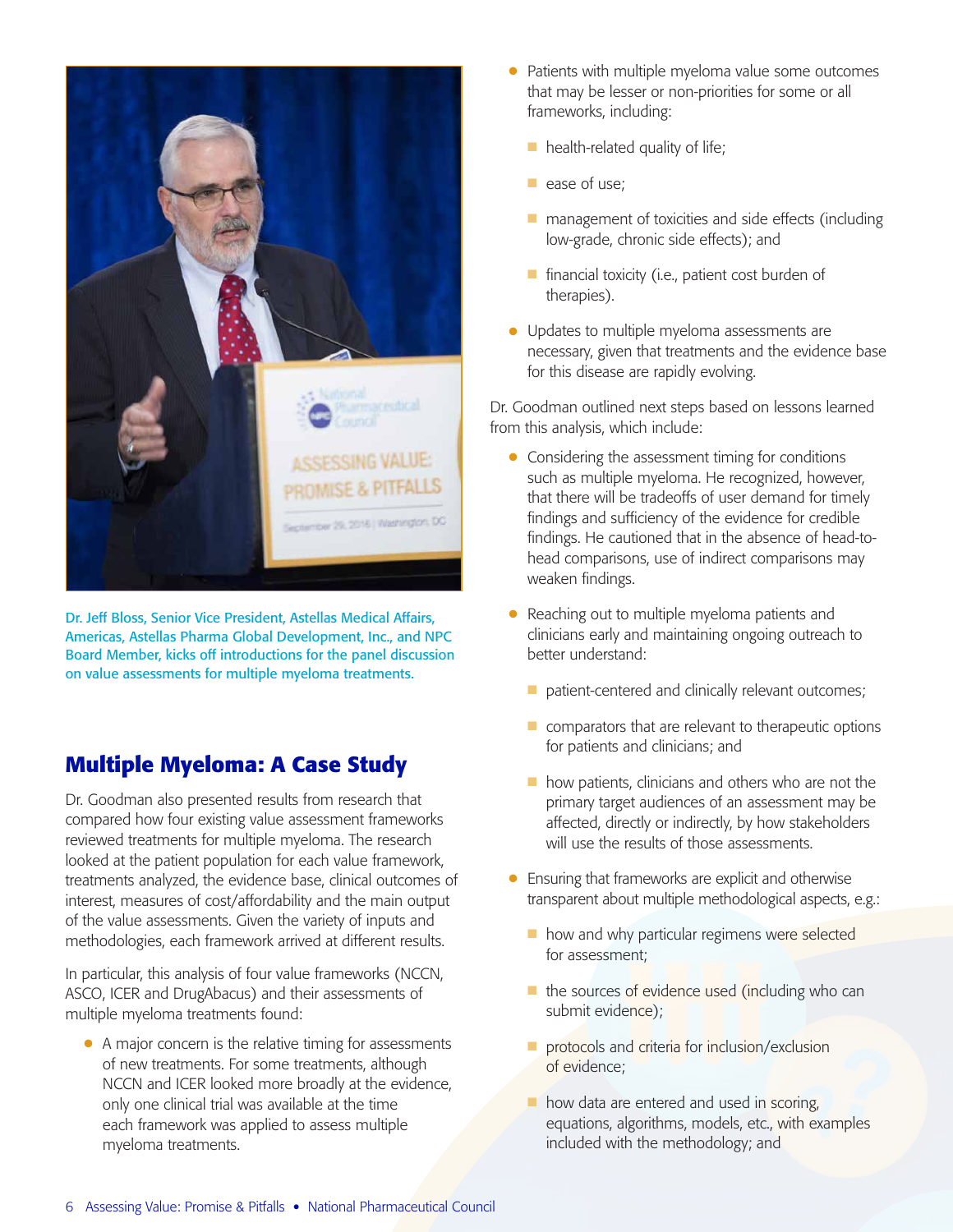Dr. Jeff Bloss, Senior Vice President, Astellas Medical Affairs, Americas, Astellas Pharma Global Development, Inc., and NPC Board Member, kicks off introductions for the panel discussion on value assessments for multiple myeloma treatments.

## Multiple Myeloma: A Case Study

Dr. Goodman also presented results from research that compared how four existing value assessment frameworks reviewed treatments for multiple myeloma. The research looked at the patient population for each value framework, treatments analyzed, the evidence base, clinical outcomes of interest, measures of cost/affordability and the main output of the value assessments. Given the variety of inputs and methodologies, each framework arrived at different results.

In particular, this analysis of four value frameworks (NCCN, ASCO, ICER and DrugAbacus) and their assessments of multiple myeloma treatments found:

- A major concern is the relative timing for assessments of new treatments. For some treatments, although NCCN and ICER looked more broadly at the evidence, only one clinical trial was available at the time each framework was applied to assess multiple myeloma treatments.
- Patients with multiple myeloma value some outcomes that may be lesser or non-priorities for some or all frameworks, including:
  - health-related quality of life;
  - ease of use;
  - management of toxicities and side effects (including low-grade, chronic side effects); and
  - financial toxicity (i.e., patient cost burden of therapies).
- Updates to multiple myeloma assessments are necessary, given that treatments and the evidence base for this disease are rapidly evolving.

Dr. Goodman outlined next steps based on lessons learned from this analysis, which include:

- Considering the assessment timing for conditions such as multiple myeloma. He recognized, however, that there will be tradeoffs of user demand for timely findings and sufficiency of the evidence for credible findings. He cautioned that in the absence of head-to-head comparisons, use of indirect comparisons may weaken findings.
- Reaching out to multiple myeloma patients and clinicians early and maintaining ongoing outreach to better understand:
  - patient-centered and clinically relevant outcomes;
  - comparators that are relevant to therapeutic options for patients and clinicians; and
  - how patients, clinicians and others who are not the primary target audiences of an assessment may be affected, directly or indirectly, by how stakeholders will use the results of those assessments.
- Ensuring that frameworks are explicit and otherwise transparent about multiple methodological aspects, e.g.:
  - how and why particular regimens were selected for assessment;
  - the sources of evidence used (including who can submit evidence);
  - protocols and criteria for inclusion/exclusion of evidence;
  - how data are entered and used in scoring, equations, algorithms, models, etc., with examples included with the methodology; and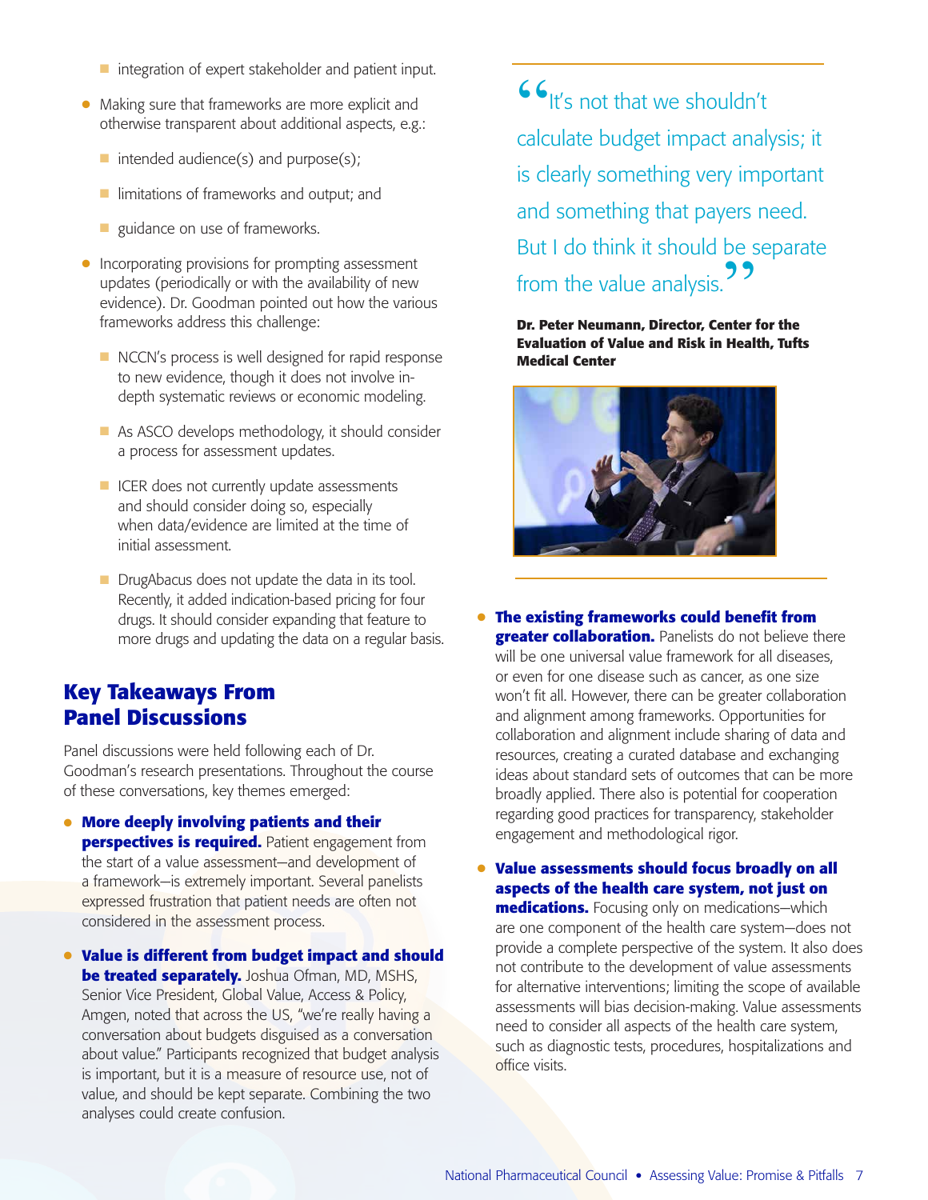- integration of expert stakeholder and patient input.
- Making sure that frameworks are more explicit and otherwise transparent about additional aspects, e.g.:
  - intended audience(s) and purpose(s);
  - limitations of frameworks and output; and
  - guidance on use of frameworks.
- Incorporating provisions for prompting assessment updates (periodically or with the availability of new evidence). Dr. Goodman pointed out how the various frameworks address this challenge:
  - NCCN's process is well designed for rapid response to new evidence, though it does not involve in-depth systematic reviews or economic modeling.
  - As ASCO develops methodology, it should consider a process for assessment updates.
  - ICER does not currently update assessments and should consider doing so, especially when data/evidence are limited at the time of initial assessment.
  - DrugAbacus does not update the data in its tool. Recently, it added indication-based pricing for four drugs. It should consider expanding that feature to more drugs and updating the data on a regular basis.

## Key Takeaways From Panel Discussions

Panel discussions were held following each of Dr. Goodman's research presentations. Throughout the course of these conversations, key themes emerged:

- **More deeply involving patients and their perspectives is required.** Patient engagement from the start of a value assessment—and development of a framework—is extremely important. Several panelists expressed frustration that patient needs are often not considered in the assessment process.
- **Value is different from budget impact and should be treated separately.** Joshua Ofman, MD, MSHS, Senior Vice President, Global Value, Access & Policy, Amgen, noted that across the US, "we're really having a conversation about budgets disguised as a conversation about value." Participants recognized that budget analysis is important, but it is a measure of resource use, not of value, and should be kept separate. Combining the two analyses could create confusion.

> "It's not that we shouldn't calculate budget impact analysis; it is clearly something very important and something that payers need. But I do think it should be separate from the value analysis."
>
> **Dr. Peter Neumann, Director, Center for the Evaluation of Value and Risk in Health, Tufts Medical Center**

- **The existing frameworks could benefit from greater collaboration.** Panelists do not believe there will be one universal value framework for all diseases, or even for one disease such as cancer, as one size won't fit all. However, there can be greater collaboration and alignment among frameworks. Opportunities for collaboration and alignment include sharing of data and resources, creating a curated database and exchanging ideas about standard sets of outcomes that can be more broadly applied. There also is potential for cooperation regarding good practices for transparency, stakeholder engagement and methodological rigor.
- **Value assessments should focus broadly on all aspects of the health care system, not just on medications.** Focusing only on medications—which are one component of the health care system—does not provide a complete perspective of the system. It also does not contribute to the development of value assessments for alternative interventions; limiting the scope of available assessments will bias decision-making. Value assessments need to consider all aspects of the health care system, such as diagnostic tests, procedures, hospitalizations and office visits.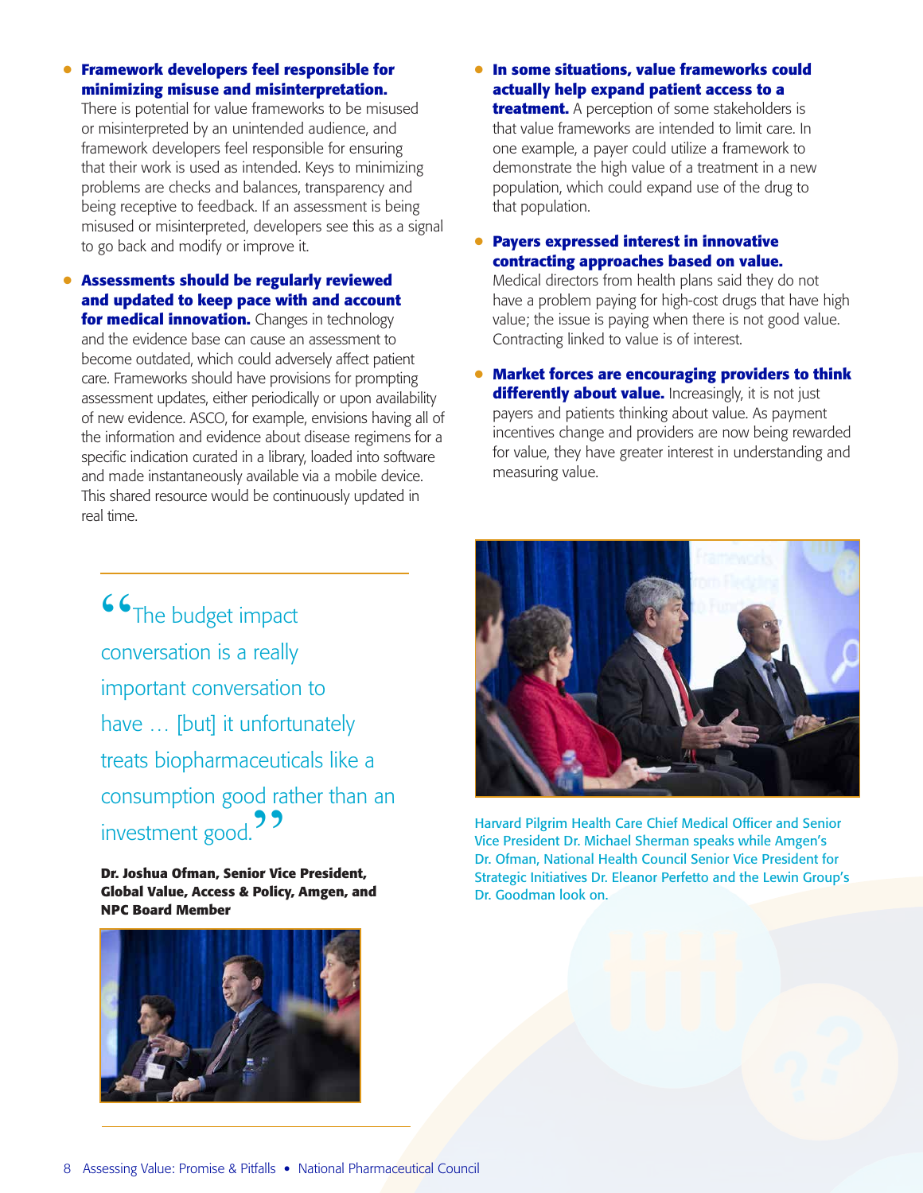- **Framework developers feel responsible for minimizing misuse and misinterpretation.** There is potential for value frameworks to be misused or misinterpreted by an unintended audience, and framework developers feel responsible for ensuring that their work is used as intended. Keys to minimizing problems are checks and balances, transparency and being receptive to feedback. If an assessment is being misused or misinterpreted, developers see this as a signal to go back and modify or improve it.

- **Assessments should be regularly reviewed and updated to keep pace with and account for medical innovation.** Changes in technology and the evidence base can cause an assessment to become outdated, which could adversely affect patient care. Frameworks should have provisions for prompting assessment updates, either periodically or upon availability of new evidence. ASCO, for example, envisions having all of the information and evidence about disease regimens for a specific indication curated in a library, loaded into software and made instantaneously available via a mobile device. This shared resource would be continuously updated in real time.

- **In some situations, value frameworks could actually help expand patient access to a treatment.** A perception of some stakeholders is that value frameworks are intended to limit care. In one example, a payer could utilize a framework to demonstrate the high value of a treatment in a new population, which could expand use of the drug to that population.

- **Payers expressed interest in innovative contracting approaches based on value.** Medical directors from health plans said they do not have a problem paying for high-cost drugs that have high value; the issue is paying when there is not good value. Contracting linked to value is of interest.

- **Market forces are encouraging providers to think differently about value.** Increasingly, it is not just payers and patients thinking about value. As payment incentives change and providers are now being rewarded for value, they have greater interest in understanding and measuring value.

> "The budget impact conversation is a really important conversation to have … [but] it unfortunately treats biopharmaceuticals like a consumption good rather than an investment good."

**Dr. Joshua Ofman, Senior Vice President, Global Value, Access & Policy, Amgen, and NPC Board Member**

Harvard Pilgrim Health Care Chief Medical Officer and Senior Vice President Dr. Michael Sherman speaks while Amgen's Dr. Ofman, National Health Council Senior Vice President for Strategic Initiatives Dr. Eleanor Perfetto and the Lewin Group's Dr. Goodman look on.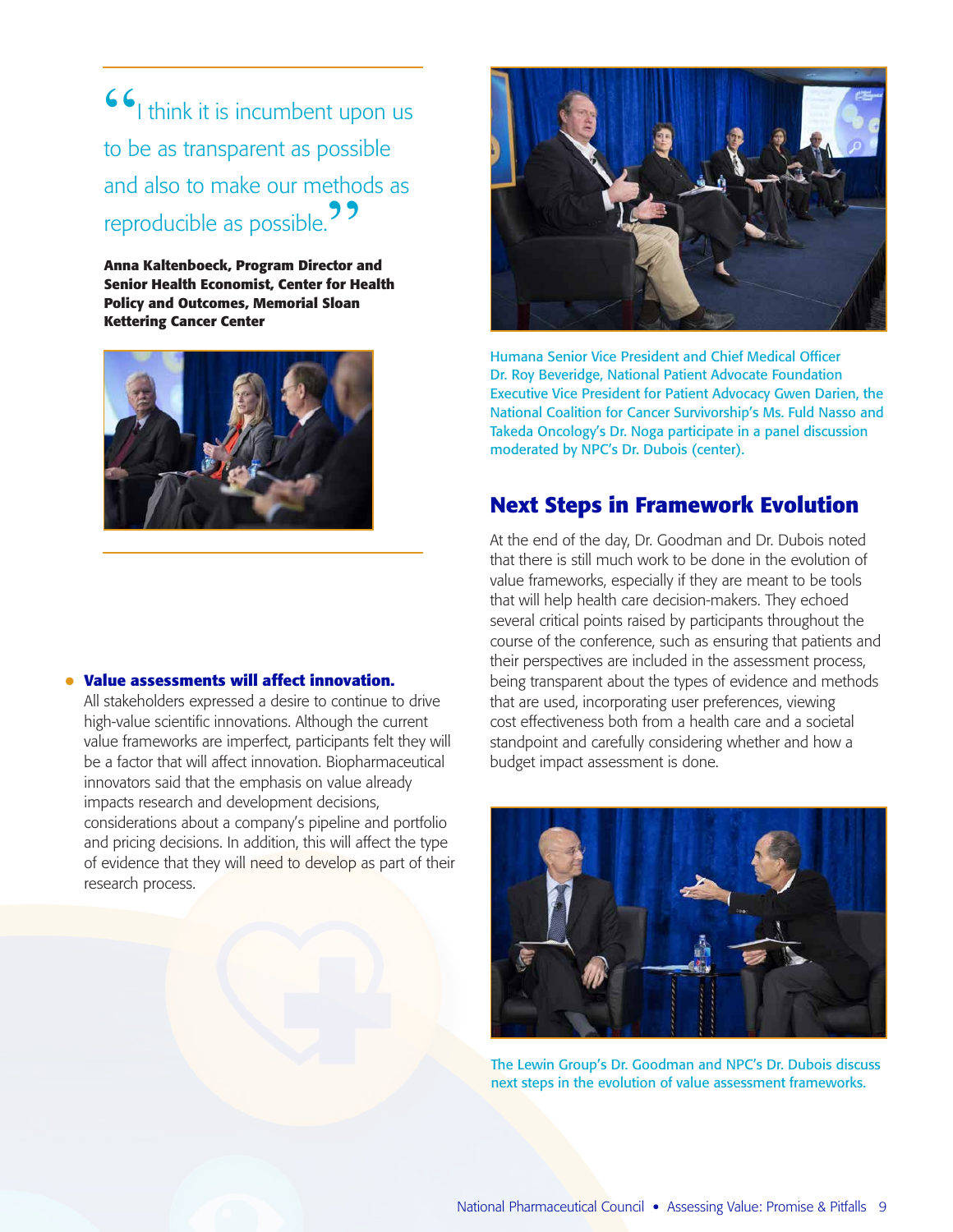> "I think it is incumbent upon us to be as transparent as possible and also to make our methods as reproducible as possible."

**Anna Kaltenboeck, Program Director and Senior Health Economist, Center for Health Policy and Outcomes, Memorial Sloan Kettering Cancer Center**

- **Value assessments will affect innovation.** All stakeholders expressed a desire to continue to drive high-value scientific innovations. Although the current value frameworks are imperfect, participants felt they will be a factor that will affect innovation. Biopharmaceutical innovators said that the emphasis on value already impacts research and development decisions, considerations about a company's pipeline and portfolio and pricing decisions. In addition, this will affect the type of evidence that they will need to develop as part of their research process.

Humana Senior Vice President and Chief Medical Officer Dr. Roy Beveridge, National Patient Advocate Foundation Executive Vice President for Patient Advocacy Gwen Darien, the National Coalition for Cancer Survivorship's Ms. Fuld Nasso and Takeda Oncology's Dr. Noga participate in a panel discussion moderated by NPC's Dr. Dubois (center).

## Next Steps in Framework Evolution

At the end of the day, Dr. Goodman and Dr. Dubois noted that there is still much work to be done in the evolution of value frameworks, especially if they are meant to be tools that will help health care decision-makers. They echoed several critical points raised by participants throughout the course of the conference, such as ensuring that patients and their perspectives are included in the assessment process, being transparent about the types of evidence and methods that are used, incorporating user preferences, viewing cost effectiveness both from a health care and a societal standpoint and carefully considering whether and how a budget impact assessment is done.

The Lewin Group's Dr. Goodman and NPC's Dr. Dubois discuss next steps in the evolution of value assessment frameworks.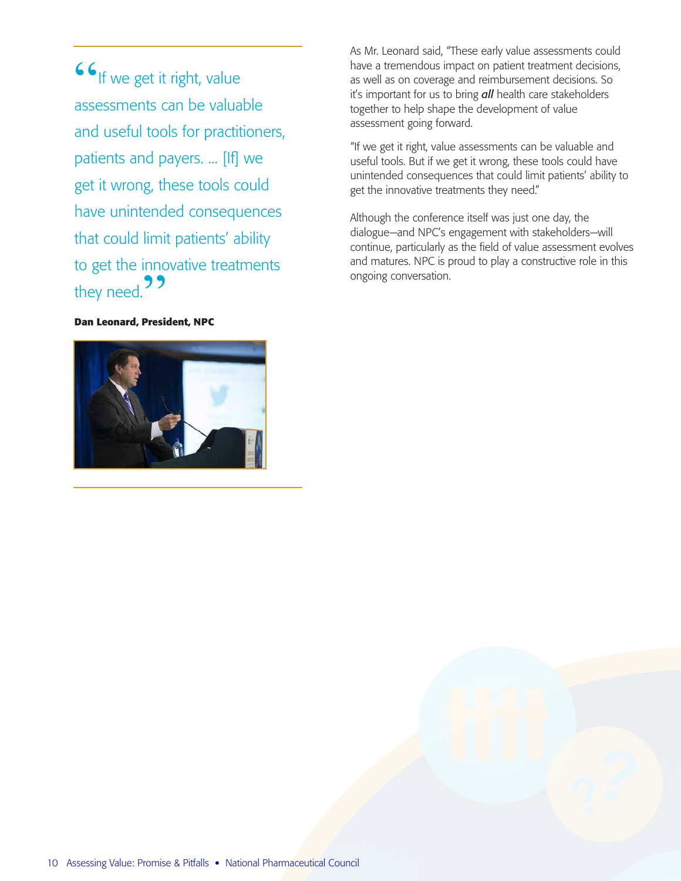> "If we get it right, value assessments can be valuable and useful tools for practitioners, patients and payers. … [If] we get it wrong, these tools could have unintended consequences that could limit patients' ability to get the innovative treatments they need."

**Dan Leonard, President, NPC**

As Mr. Leonard said, "These early value assessments could have a tremendous impact on patient treatment decisions, as well as on coverage and reimbursement decisions. So it's important for us to bring ***all*** health care stakeholders together to help shape the development of value assessment going forward.

"If we get it right, value assessments can be valuable and useful tools. But if we get it wrong, these tools could have unintended consequences that could limit patients' ability to get the innovative treatments they need."

Although the conference itself was just one day, the dialogue—and NPC's engagement with stakeholders—will continue, particularly as the field of value assessment evolves and matures. NPC is proud to play a constructive role in this ongoing conversation.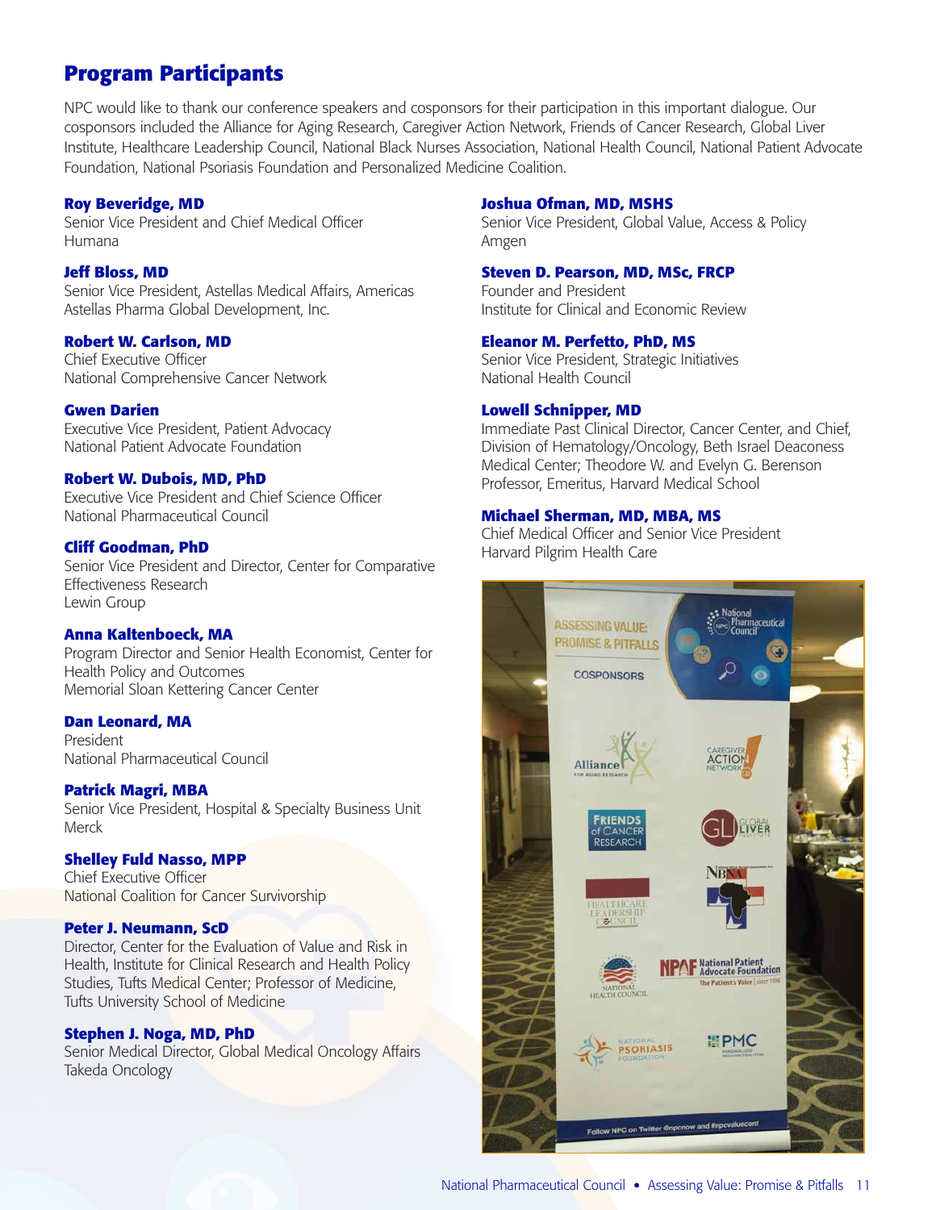## Program Participants

NPC would like to thank our conference speakers and cosponsors for their participation in this important dialogue. Our cosponsors included the Alliance for Aging Research, Caregiver Action Network, Friends of Cancer Research, Global Liver Institute, Healthcare Leadership Council, National Black Nurses Association, National Health Council, National Patient Advocate Foundation, National Psoriasis Foundation and Personalized Medicine Coalition.

**Roy Beveridge, MD**
Senior Vice President and Chief Medical Officer
Humana

**Jeff Bloss, MD**
Senior Vice President, Astellas Medical Affairs, Americas
Astellas Pharma Global Development, Inc.

**Robert W. Carlson, MD**
Chief Executive Officer
National Comprehensive Cancer Network

**Gwen Darien**
Executive Vice President, Patient Advocacy
National Patient Advocate Foundation

**Robert W. Dubois, MD, PhD**
Executive Vice President and Chief Science Officer
National Pharmaceutical Council

**Cliff Goodman, PhD**
Senior Vice President and Director, Center for Comparative Effectiveness Research
Lewin Group

**Anna Kaltenboeck, MA**
Program Director and Senior Health Economist, Center for Health Policy and Outcomes
Memorial Sloan Kettering Cancer Center

**Dan Leonard, MA**
President
National Pharmaceutical Council

**Patrick Magri, MBA**
Senior Vice President, Hospital & Specialty Business Unit
Merck

**Shelley Fuld Nasso, MPP**
Chief Executive Officer
National Coalition for Cancer Survivorship

**Peter J. Neumann, ScD**
Director, Center for the Evaluation of Value and Risk in Health, Institute for Clinical Research and Health Policy Studies, Tufts Medical Center; Professor of Medicine, Tufts University School of Medicine

**Stephen J. Noga, MD, PhD**
Senior Medical Director, Global Medical Oncology Affairs
Takeda Oncology

**Joshua Ofman, MD, MSHS**
Senior Vice President, Global Value, Access & Policy
Amgen

**Steven D. Pearson, MD, MSc, FRCP**
Founder and President
Institute for Clinical and Economic Review

**Eleanor M. Perfetto, PhD, MS**
Senior Vice President, Strategic Initiatives
National Health Council

**Lowell Schnipper, MD**
Immediate Past Clinical Director, Cancer Center, and Chief, Division of Hematology/Oncology, Beth Israel Deaconess Medical Center; Theodore W. and Evelyn G. Berenson Professor, Emeritus, Harvard Medical School

**Michael Sherman, MD, MBA, MS**
Chief Medical Officer and Senior Vice President
Harvard Pilgrim Health Care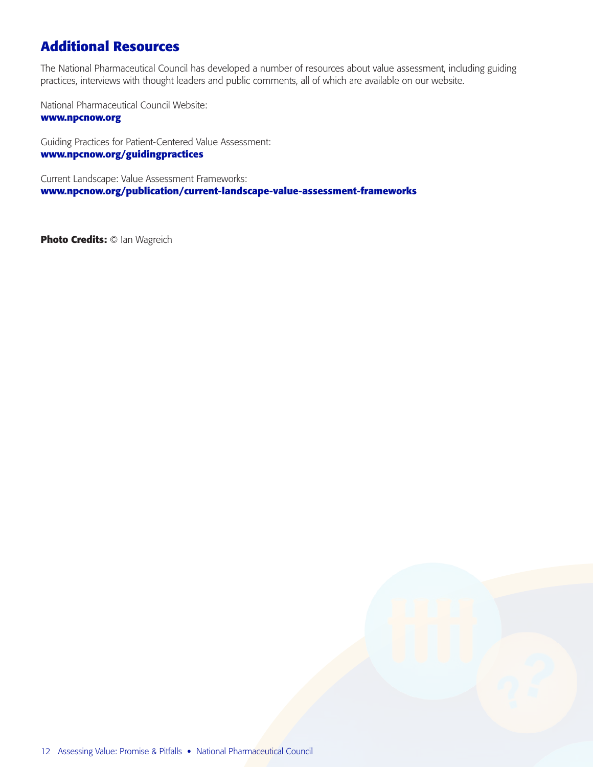## Additional Resources

The National Pharmaceutical Council has developed a number of resources about value assessment, including guiding practices, interviews with thought leaders and public comments, all of which are available on our website.

National Pharmaceutical Council Website:
**www.npcnow.org**

Guiding Practices for Patient-Centered Value Assessment:
**www.npcnow.org/guidingpractices**

Current Landscape: Value Assessment Frameworks:
**www.npcnow.org/publication/current-landscape-value-assessment-frameworks**

**Photo Credits:** © Ian Wagreich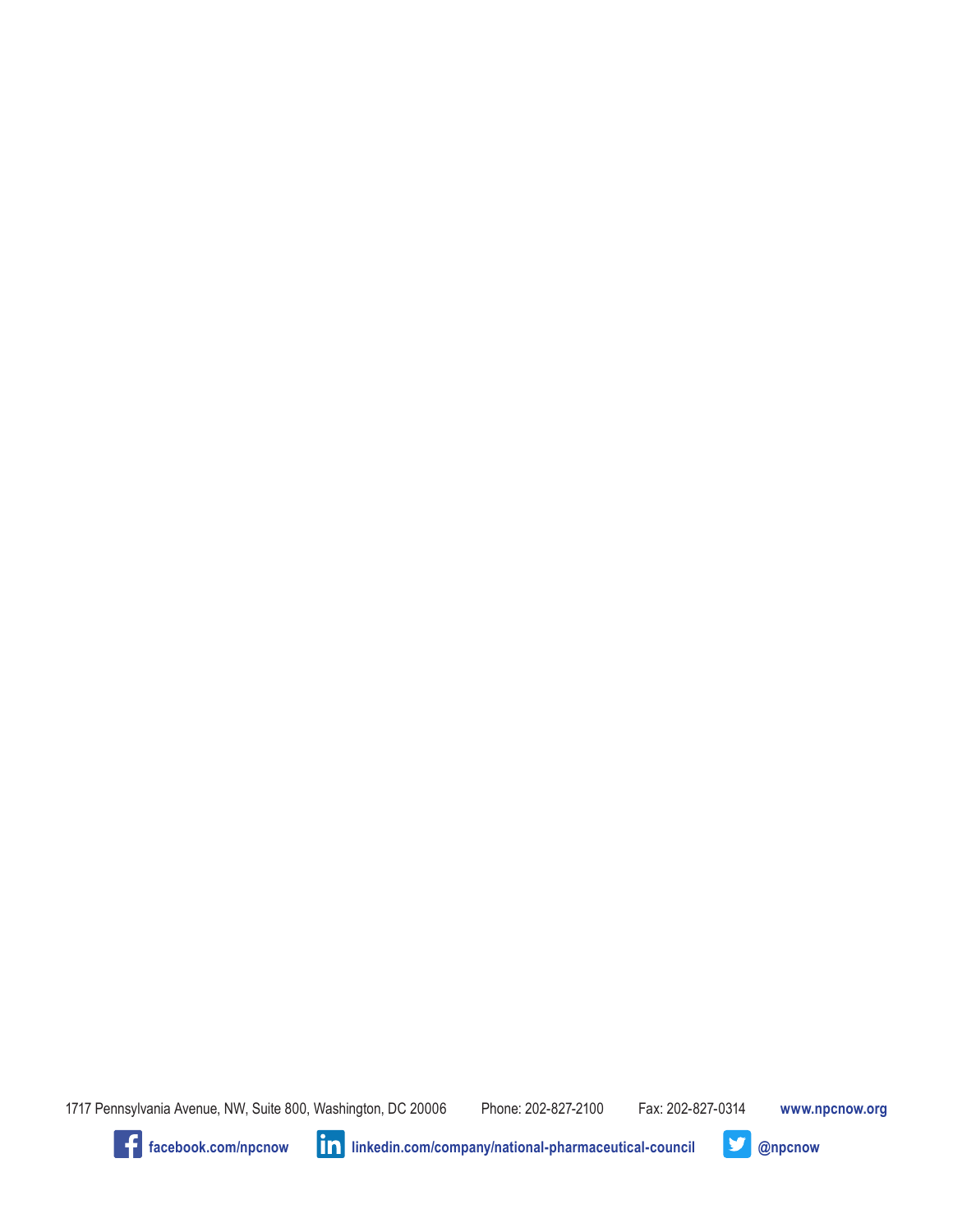1717 Pennsylvania Avenue, NW, Suite 800, Washington, DC 20006 Phone: 202-827-2100 Fax: 202-827-0314 **www.npcnow.org**

**facebook.com/npcnow** **linkedin.com/company/national-pharmaceutical-council** **@npcnow**